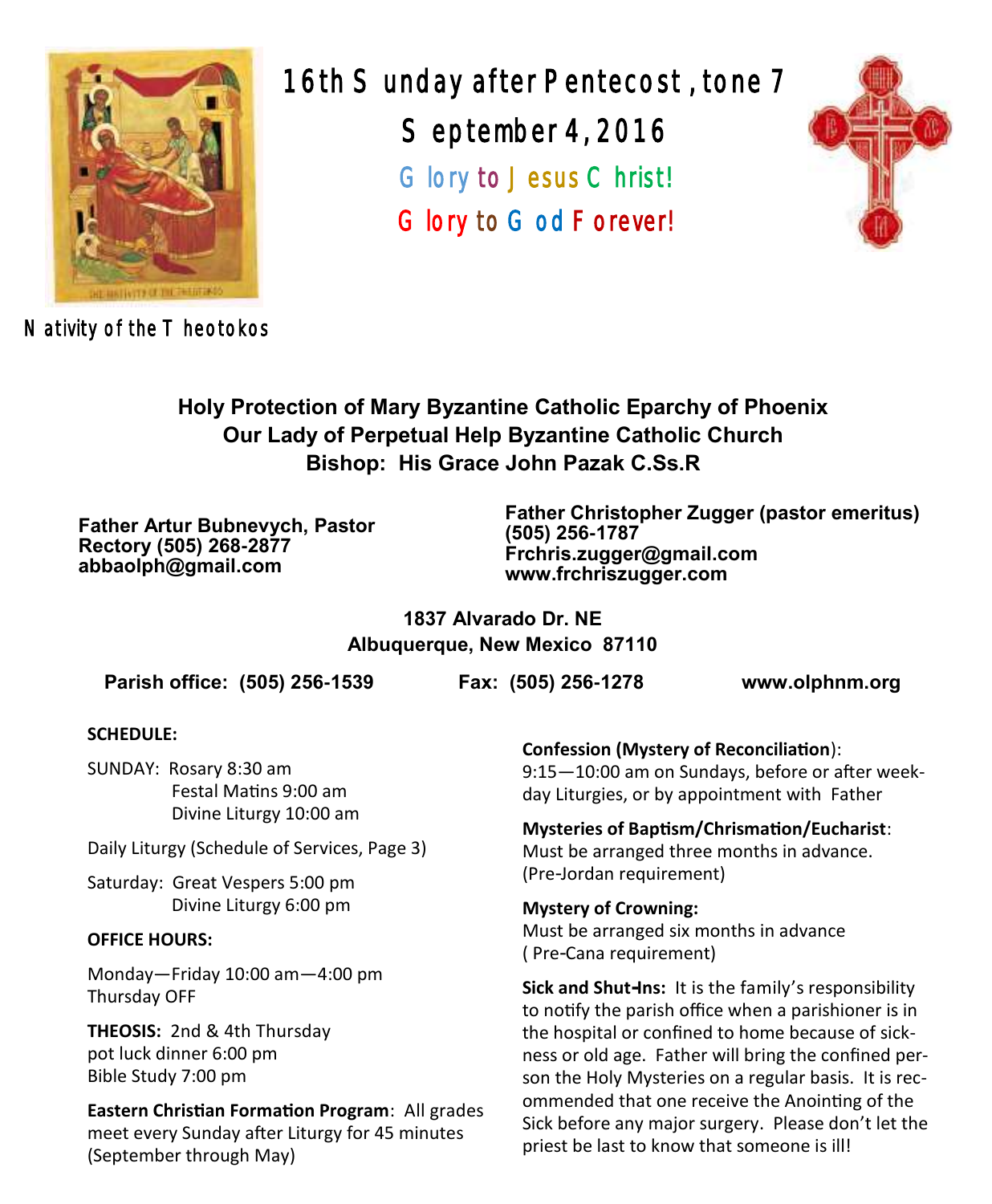# 16th Sunday after Pentecost, tone 7

## September 4, 2016

Glory to Jesus Christ!

Glory to God Forever!

Nativity of the Theotokos

**Holy Protection of Mary Byzantine Catholic Eparchy of Phoenix**
**Our Lady of Perpetual Help Byzantine Catholic Church**
**Bishop: His Grace John Pazak C.Ss.R**

**Father Artur Bubnevych, Pastor**
**Rectory (505) 268-2877**
**abbaolph@gmail.com**

**Father Christopher Zugger (pastor emeritus)**
**(505) 256-1787**
**Frchris.zugger@gmail.com**
**www.frchriszugger.com**

**1837 Alvarado Dr. NE**
**Albuquerque, New Mexico 87110**

**Parish office: (505) 256-1539** **Fax: (505) 256-1278** **www.olphnm.org**

**SCHEDULE:**

SUNDAY: Rosary 8:30 am
Festal Matins 9:00 am
Divine Liturgy 10:00 am

Daily Liturgy (Schedule of Services, Page 3)

Saturday: Great Vespers 5:00 pm
Divine Liturgy 6:00 pm

**OFFICE HOURS:**

Monday—Friday 10:00 am—4:00 pm
Thursday OFF

**THEOSIS:** 2nd & 4th Thursday
pot luck dinner 6:00 pm
Bible Study 7:00 pm

**Eastern Christian Formation Program**: All grades meet every Sunday after Liturgy for 45 minutes (September through May)

**Confession (Mystery of Reconciliation)**:
9:15—10:00 am on Sundays, before or after weekday Liturgies, or by appointment with Father

**Mysteries of Baptism/Chrismation/Eucharist**:
Must be arranged three months in advance. (Pre-Jordan requirement)

**Mystery of Crowning:**
Must be arranged six months in advance ( Pre-Cana requirement)

**Sick and Shut-Ins:** It is the family's responsibility to notify the parish office when a parishioner is in the hospital or confined to home because of sickness or old age. Father will bring the confined person the Holy Mysteries on a regular basis. It is recommended that one receive the Anointing of the Sick before any major surgery. Please don't let the priest be last to know that someone is ill!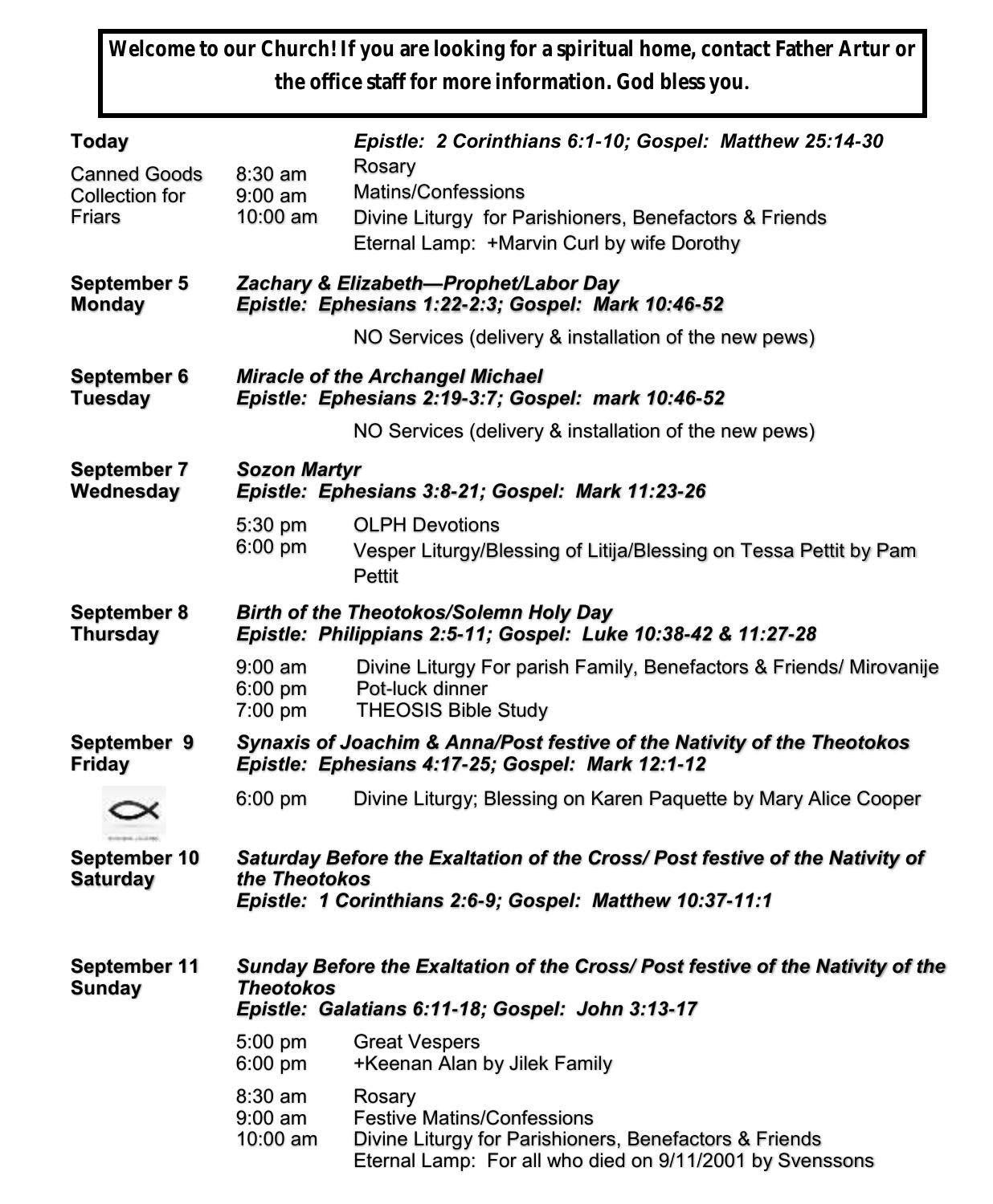**Welcome to our Church! If you are looking for a spiritual home, contact Father Artur or the office staff for more information. God bless you.**

| | | |
|---|---|---|
| **Today** | | ***Epistle: 2 Corinthians 6:1-10; Gospel: Matthew 25:14-30*** |
| Canned Goods Collection for Friars | 8:30 am | Rosary |
| | 9:00 am | Matins/Confessions |
| | 10:00 am | Divine Liturgy for Parishioners, Benefactors & Friends |
| | | Eternal Lamp: +Marvin Curl by wife Dorothy |
| **September 5 Monday** | ***Zachary & Elizabeth—Prophet/Labor Day*** | |
| | ***Epistle: Ephesians 1:22-2:3; Gospel: Mark 10:46-52*** | |
| | | NO Services (delivery & installation of the new pews) |
| **September 6 Tuesday** | ***Miracle of the Archangel Michael*** | |
| | ***Epistle: Ephesians 2:19-3:7; Gospel: mark 10:46-52*** | |
| | | NO Services (delivery & installation of the new pews) |
| **September 7 Wednesday** | ***Sozon Martyr*** | |
| | ***Epistle: Ephesians 3:8-21; Gospel: Mark 11:23-26*** | |
| | 5:30 pm | OLPH Devotions |
| | 6:00 pm | Vesper Liturgy/Blessing of Litija/Blessing on Tessa Pettit by Pam Pettit |
| **September 8 Thursday** | ***Birth of the Theotokos/Solemn Holy Day*** | |
| | ***Epistle: Philippians 2:5-11; Gospel: Luke 10:38-42 & 11:27-28*** | |
| | 9:00 am | Divine Liturgy For parish Family, Benefactors & Friends/ Mirovanije |
| | 6:00 pm | Pot-luck dinner |
| | 7:00 pm | THEOSIS Bible Study |
| **September 9 Friday** | ***Synaxis of Joachim & Anna/Post festive of the Nativity of the Theotokos*** | |
| | ***Epistle: Ephesians 4:17-25; Gospel: Mark 12:1-12*** | |
| | 6:00 pm | Divine Liturgy; Blessing on Karen Paquette by Mary Alice Cooper |
| **September 10 Saturday** | ***Saturday Before the Exaltation of the Cross/ Post festive of the Nativity of the Theotokos*** | |
| | ***Epistle: 1 Corinthians 2:6-9; Gospel: Matthew 10:37-11:1*** | |
| **September 11 Sunday** | ***Sunday Before the Exaltation of the Cross/ Post festive of the Nativity of the Theotokos*** | |
| | ***Epistle: Galatians 6:11-18; Gospel: John 3:13-17*** | |
| | 5:00 pm | Great Vespers |
| | 6:00 pm | +Keenan Alan by Jilek Family |
| | 8:30 am | Rosary |
| | 9:00 am | Festive Matins/Confessions |
| | 10:00 am | Divine Liturgy for Parishioners, Benefactors & Friends |
| | | Eternal Lamp: For all who died on 9/11/2001 by Svenssons |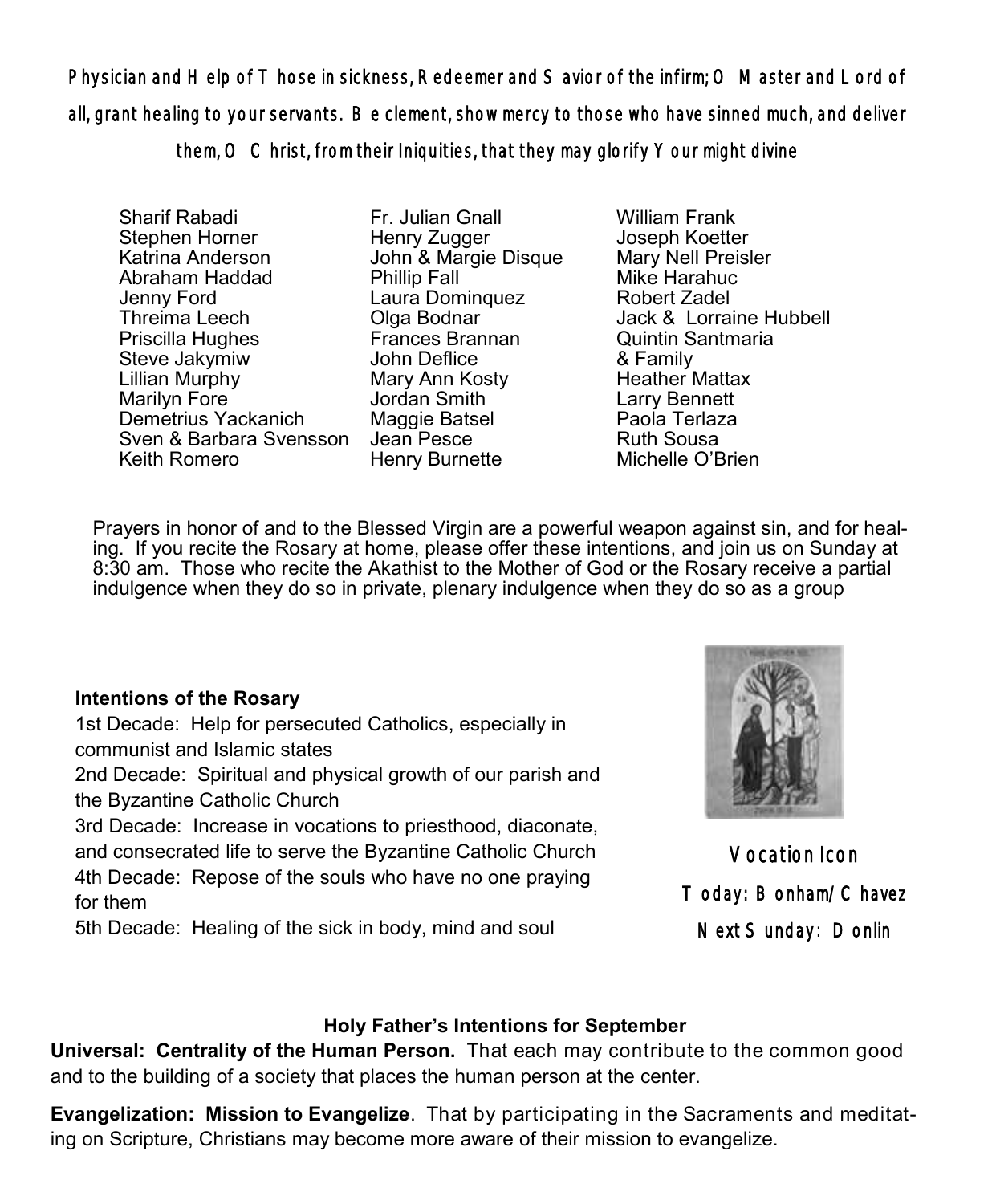*Physician and Help of Those in sickness, Redeemer and Savior of the infirm; O Master and Lord of all, grant healing to your servants. Be clement, show mercy to those who have sinned much, and deliver them, O Christ, from their Iniquities, that they may glorify Your might divine*

Sharif Rabadi
Stephen Horner
Katrina Anderson
Abraham Haddad
Jenny Ford
Threima Leech
Priscilla Hughes
Steve Jakymiw
Lillian Murphy
Marilyn Fore
Demetrius Yackanich
Sven & Barbara Svensson
Keith Romero

Fr. Julian Gnall
Henry Zugger
John & Margie Disque
Phillip Fall
Laura Dominquez
Olga Bodnar
Frances Brannan
John Deflice
Mary Ann Kosty
Jordan Smith
Maggie Batsel
Jean Pesce
Henry Burnette

William Frank
Joseph Koetter
Mary Nell Preisler
Mike Harahuc
Robert Zadel
Jack & Lorraine Hubbell
Quintin Santmaria
& Family
Heather Mattax
Larry Bennett
Paola Terlaza
Ruth Sousa
Michelle O'Brien

Prayers in honor of and to the Blessed Virgin are a powerful weapon against sin, and for healing. If you recite the Rosary at home, please offer these intentions, and join us on Sunday at 8:30 am. Those who recite the Akathist to the Mother of God or the Rosary receive a partial indulgence when they do so in private, plenary indulgence when they do so as a group

**Intentions of the Rosary**

1st Decade: Help for persecuted Catholics, especially in communist and Islamic states

2nd Decade: Spiritual and physical growth of our parish and the Byzantine Catholic Church

3rd Decade: Increase in vocations to priesthood, diaconate, and consecrated life to serve the Byzantine Catholic Church

4th Decade: Repose of the souls who have no one praying for them

5th Decade: Healing of the sick in body, mind and soul

**Vocation Icon**

Today: Bonham/Chavez

Next Sunday: Donlin

### Holy Father's Intentions for September

**Universal: Centrality of the Human Person.** That each may contribute to the common good and to the building of a society that places the human person at the center.

**Evangelization: Mission to Evangelize**. That by participating in the Sacraments and meditating on Scripture, Christians may become more aware of their mission to evangelize.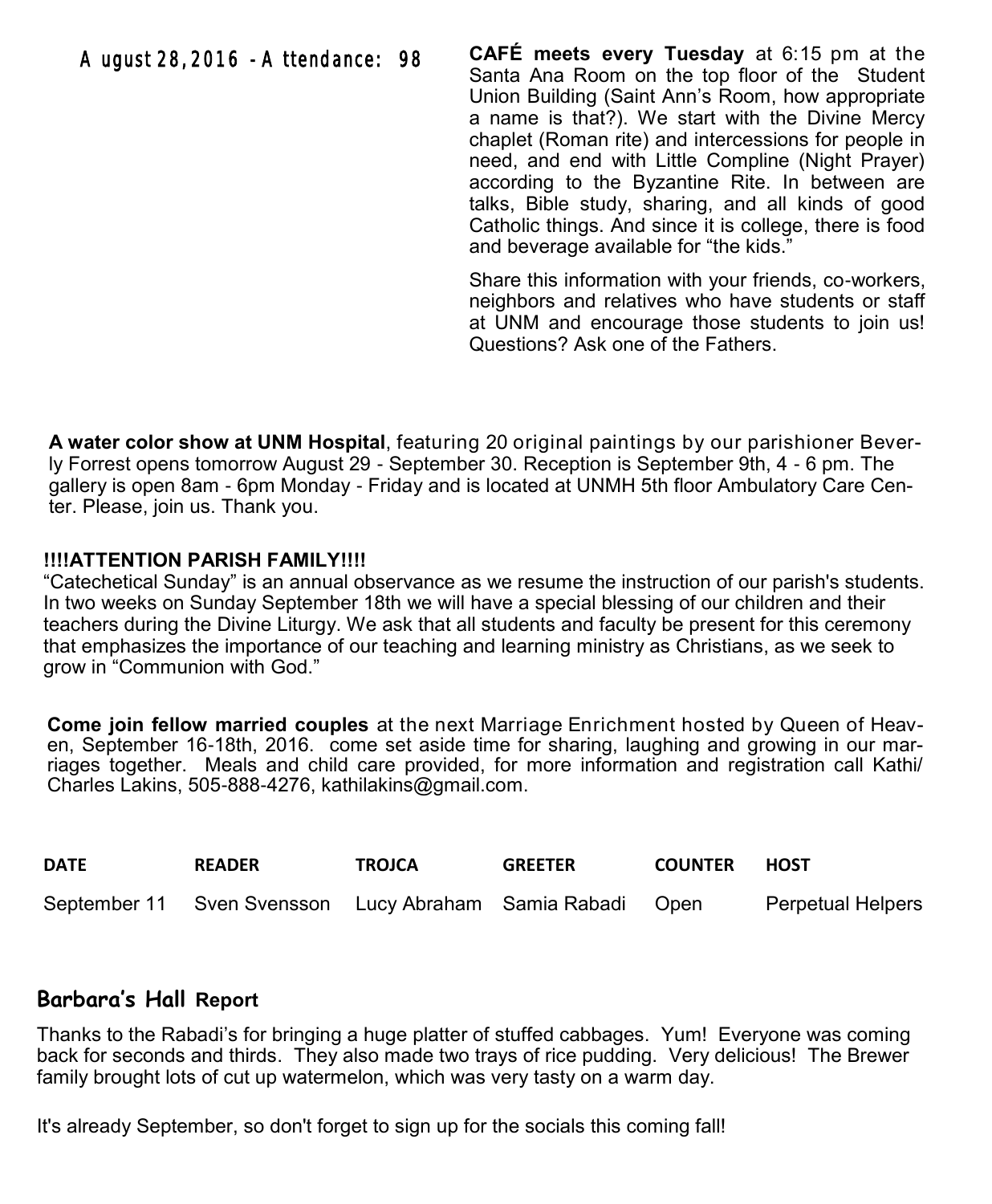August 28, 2016 - Attendance: 98

**CAFÉ meets every Tuesday** at 6:15 pm at the Santa Ana Room on the top floor of the Student Union Building (Saint Ann's Room, how appropriate a name is that?). We start with the Divine Mercy chaplet (Roman rite) and intercessions for people in need, and end with Little Compline (Night Prayer) according to the Byzantine Rite. In between are talks, Bible study, sharing, and all kinds of good Catholic things. And since it is college, there is food and beverage available for "the kids."

Share this information with your friends, co-workers, neighbors and relatives who have students or staff at UNM and encourage those students to join us! Questions? Ask one of the Fathers.

**A water color show at UNM Hospital**, featuring 20 original paintings by our parishioner Beverly Forrest opens tomorrow August 29 - September 30. Reception is September 9th, 4 - 6 pm. The gallery is open 8am - 6pm Monday - Friday and is located at UNMH 5th floor Ambulatory Care Center. Please, join us. Thank you.

**!!!!ATTENTION PARISH FAMILY!!!!**
"Catechetical Sunday" is an annual observance as we resume the instruction of our parish's students. In two weeks on Sunday September 18th we will have a special blessing of our children and their teachers during the Divine Liturgy. We ask that all students and faculty be present for this ceremony that emphasizes the importance of our teaching and learning ministry as Christians, as we seek to grow in "Communion with God."

**Come join fellow married couples** at the next Marriage Enrichment hosted by Queen of Heaven, September 16-18th, 2016. come set aside time for sharing, laughing and growing in our marriages together. Meals and child care provided, for more information and registration call Kathi/Charles Lakins, 505-888-4276, kathilakins@gmail.com.

| DATE | READER | TROJCA | GREETER | COUNTER | HOST |
|---|---|---|---|---|---|
| September 11 | Sven Svensson | Lucy Abraham | Samia Rabadi | Open | Perpetual Helpers |

## Barbara's Hall Report

Thanks to the Rabadi's for bringing a huge platter of stuffed cabbages. Yum! Everyone was coming back for seconds and thirds. They also made two trays of rice pudding. Very delicious! The Brewer family brought lots of cut up watermelon, which was very tasty on a warm day.

It's already September, so don't forget to sign up for the socials this coming fall!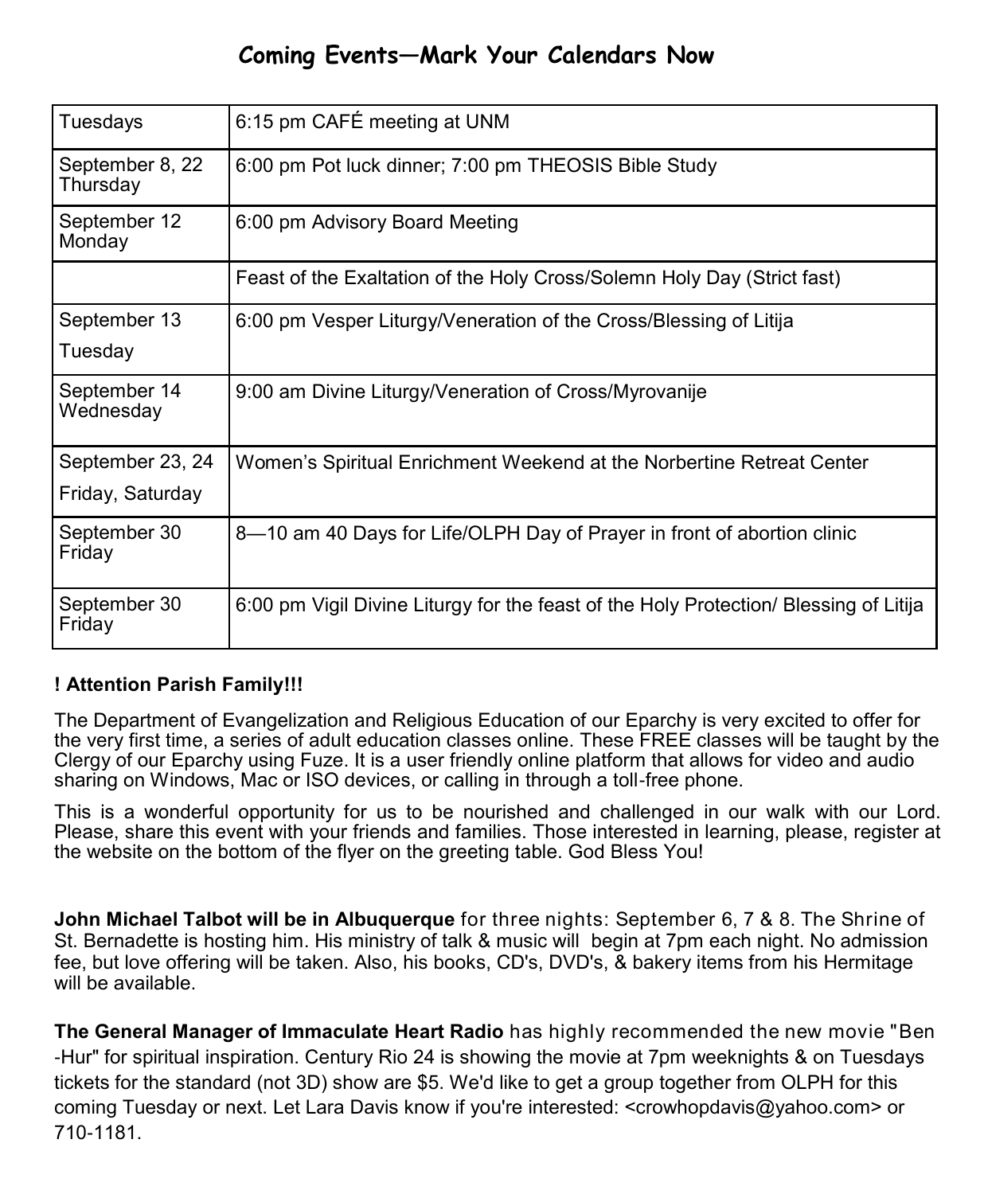## Coming Events—Mark Your Calendars Now

| | |
|---|---|
| Tuesdays | 6:15 pm CAFÉ meeting at UNM |
| September 8, 22 Thursday | 6:00 pm Pot luck dinner; 7:00 pm THEOSIS Bible Study |
| September 12 Monday | 6:00 pm Advisory Board Meeting |
| | Feast of the Exaltation of the Holy Cross/Solemn Holy Day (Strict fast) |
| September 13 Tuesday | 6:00 pm Vesper Liturgy/Veneration of the Cross/Blessing of Litija |
| September 14 Wednesday | 9:00 am Divine Liturgy/Veneration of Cross/Myrovanije |
| September 23, 24 Friday, Saturday | Women's Spiritual Enrichment Weekend at the Norbertine Retreat Center |
| September 30 Friday | 8—10 am 40 Days for Life/OLPH Day of Prayer in front of abortion clinic |
| September 30 Friday | 6:00 pm Vigil Divine Liturgy for the feast of the Holy Protection/ Blessing of Litija |

**! Attention Parish Family!!!**

The Department of Evangelization and Religious Education of our Eparchy is very excited to offer for the very first time, a series of adult education classes online. These FREE classes will be taught by the Clergy of our Eparchy using Fuze. It is a user friendly online platform that allows for video and audio sharing on Windows, Mac or ISO devices, or calling in through a toll-free phone.

This is a wonderful opportunity for us to be nourished and challenged in our walk with our Lord. Please, share this event with your friends and families. Those interested in learning, please, register at the website on the bottom of the flyer on the greeting table. God Bless You!

**John Michael Talbot will be in Albuquerque** for three nights: September 6, 7 & 8. The Shrine of St. Bernadette is hosting him. His ministry of talk & music will begin at 7pm each night. No admission fee, but love offering will be taken. Also, his books, CD's, DVD's, & bakery items from his Hermitage will be available.

**The General Manager of Immaculate Heart Radio** has highly recommended the new movie "Ben-Hur" for spiritual inspiration. Century Rio 24 is showing the movie at 7pm weeknights & on Tuesdays tickets for the standard (not 3D) show are $5. We'd like to get a group together from OLPH for this coming Tuesday or next. Let Lara Davis know if you're interested: <crowhopdavis@yahoo.com> or 710-1181.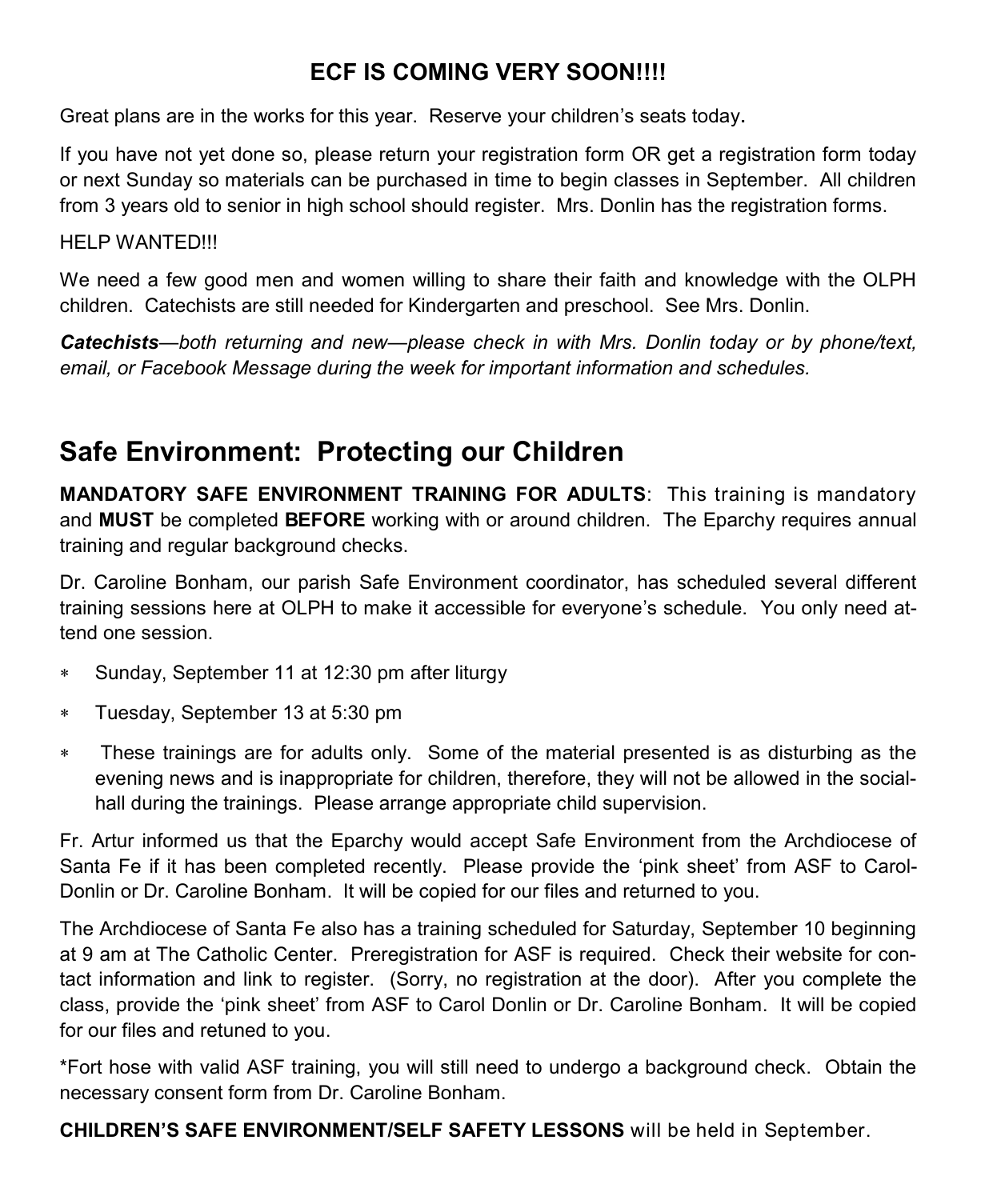## ECF IS COMING VERY SOON!!!!

Great plans are in the works for this year. Reserve your children's seats today**.**

If you have not yet done so, please return your registration form OR get a registration form today or next Sunday so materials can be purchased in time to begin classes in September. All children from 3 years old to senior in high school should register. Mrs. Donlin has the registration forms.

HELP WANTED!!!

We need a few good men and women willing to share their faith and knowledge with the OLPH children. Catechists are still needed for Kindergarten and preschool. See Mrs. Donlin.

***Catechists****—both returning and new—please check in with Mrs. Donlin today or by phone/text, email, or Facebook Message during the week for important information and schedules.*

# Safe Environment: Protecting our Children

**MANDATORY SAFE ENVIRONMENT TRAINING FOR ADULTS**: This training is mandatory and **MUST** be completed **BEFORE** working with or around children. The Eparchy requires annual training and regular background checks.

Dr. Caroline Bonham, our parish Safe Environment coordinator, has scheduled several different training sessions here at OLPH to make it accessible for everyone's schedule. You only need attend one session.

- Sunday, September 11 at 12:30 pm after liturgy
- Tuesday, September 13 at 5:30 pm
- These trainings are for adults only. Some of the material presented is as disturbing as the evening news and is inappropriate for children, therefore, they will not be allowed in the social-hall during the trainings. Please arrange appropriate child supervision.

Fr. Artur informed us that the Eparchy would accept Safe Environment from the Archdiocese of Santa Fe if it has been completed recently. Please provide the 'pink sheet' from ASF to Carol-Donlin or Dr. Caroline Bonham. It will be copied for our files and returned to you.

The Archdiocese of Santa Fe also has a training scheduled for Saturday, September 10 beginning at 9 am at The Catholic Center. Preregistration for ASF is required. Check their website for contact information and link to register. (Sorry, no registration at the door). After you complete the class, provide the 'pink sheet' from ASF to Carol Donlin or Dr. Caroline Bonham. It will be copied for our files and retuned to you.

*Fort hose with valid ASF training, you will still need to undergo a background check. Obtain the necessary consent form from Dr. Caroline Bonham.

**CHILDREN'S SAFE ENVIRONMENT/SELF SAFETY LESSONS** will be held in September.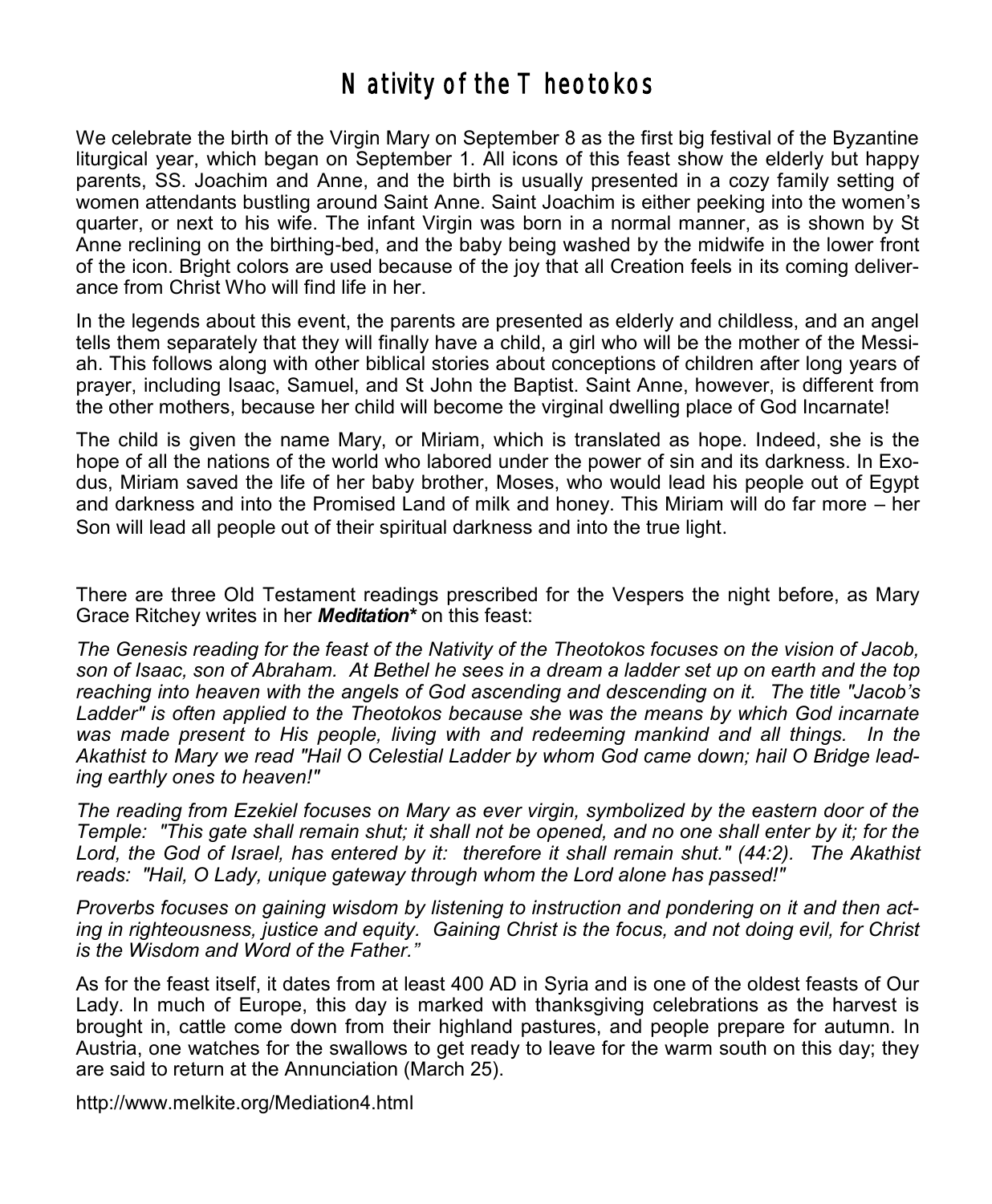# Nativity of the Theotokos

We celebrate the birth of the Virgin Mary on September 8 as the first big festival of the Byzantine liturgical year, which began on September 1. All icons of this feast show the elderly but happy parents, SS. Joachim and Anne, and the birth is usually presented in a cozy family setting of women attendants bustling around Saint Anne. Saint Joachim is either peeking into the women's quarter, or next to his wife. The infant Virgin was born in a normal manner, as is shown by St Anne reclining on the birthing-bed, and the baby being washed by the midwife in the lower front of the icon. Bright colors are used because of the joy that all Creation feels in its coming deliverance from Christ Who will find life in her.

In the legends about this event, the parents are presented as elderly and childless, and an angel tells them separately that they will finally have a child, a girl who will be the mother of the Messiah. This follows along with other biblical stories about conceptions of children after long years of prayer, including Isaac, Samuel, and St John the Baptist. Saint Anne, however, is different from the other mothers, because her child will become the virginal dwelling place of God Incarnate!

The child is given the name Mary, or Miriam, which is translated as hope. Indeed, she is the hope of all the nations of the world who labored under the power of sin and its darkness. In Exodus, Miriam saved the life of her baby brother, Moses, who would lead his people out of Egypt and darkness and into the Promised Land of milk and honey. This Miriam will do far more – her Son will lead all people out of their spiritual darkness and into the true light.

There are three Old Testament readings prescribed for the Vespers the night before, as Mary Grace Ritchey writes in her ***Meditation**** on this feast:

*The Genesis reading for the feast of the Nativity of the Theotokos focuses on the vision of Jacob, son of Isaac, son of Abraham. At Bethel he sees in a dream a ladder set up on earth and the top reaching into heaven with the angels of God ascending and descending on it. The title "Jacob's Ladder" is often applied to the Theotokos because she was the means by which God incarnate was made present to His people, living with and redeeming mankind and all things. In the Akathist to Mary we read "Hail O Celestial Ladder by whom God came down; hail O Bridge leading earthly ones to heaven!"*

*The reading from Ezekiel focuses on Mary as ever virgin, symbolized by the eastern door of the Temple: "This gate shall remain shut; it shall not be opened, and no one shall enter by it; for the Lord, the God of Israel, has entered by it: therefore it shall remain shut." (44:2). The Akathist reads: "Hail, O Lady, unique gateway through whom the Lord alone has passed!"*

*Proverbs focuses on gaining wisdom by listening to instruction and pondering on it and then acting in righteousness, justice and equity. Gaining Christ is the focus, and not doing evil, for Christ is the Wisdom and Word of the Father."*

As for the feast itself, it dates from at least 400 AD in Syria and is one of the oldest feasts of Our Lady. In much of Europe, this day is marked with thanksgiving celebrations as the harvest is brought in, cattle come down from their highland pastures, and people prepare for autumn. In Austria, one watches for the swallows to get ready to leave for the warm south on this day; they are said to return at the Annunciation (March 25).

http://www.melkite.org/Mediation4.html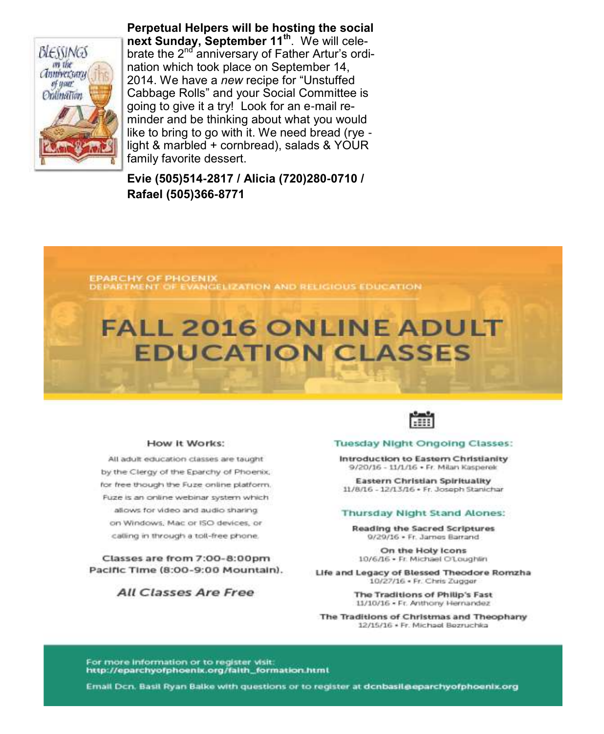**Perpetual Helpers will be hosting the social next Sunday, September 11th**. We will celebrate the 2nd anniversary of Father Artur's ordination which took place on September 14, 2014. We have a *new* recipe for "Unstuffed Cabbage Rolls" and your Social Committee is going to give it a try! Look for an e-mail reminder and be thinking about what you would like to bring to go with it. We need bread (rye - light & marbled + cornbread), salads & YOUR family favorite dessert.

**Evie (505)514-2817 / Alicia (720)280-0710 / Rafael (505)366-8771**

EPARCHY OF PHOENIX
DEPARTMENT OF EVANGELIZATION AND RELIGIOUS EDUCATION

# FALL 2016 ONLINE ADULT EDUCATION CLASSES

### How It Works:

All adult education classes are taught by the Clergy of the Eparchy of Phoenix, for free though the Fuze online platform. Fuze is an online webinar system which allows for video and audio sharing on Windows, Mac or ISO devices, or calling in through a toll-free phone.

**Classes are from 7:00-8:00pm Pacific Time (8:00-9:00 Mountain).**

***All Classes Are Free***

### Tuesday Night Ongoing Classes:

**Introduction to Eastern Christianity**
9/20/16 - 11/1/16 • Fr. Milan Kasperek

**Eastern Christian Spirituality**
11/8/16 - 12/13/16 • Fr. Joseph Stanichar

### Thursday Night Stand Alones:

**Reading the Sacred Scriptures**
9/29/16 • Fr. James Barrand

**On the Holy Icons**
10/6/16 • Fr. Michael O'Loughlin

**Life and Legacy of Blessed Theodore Romzha**
10/27/16 • Fr. Chris Zugger

**The Traditions of Philip's Fast**
11/10/16 • Fr. Anthony Hernandez

**The Traditions of Christmas and Theophany**
12/15/16 • Fr. Michael Bezruchka

For more information or to register visit:
http://eparchyofphoenix.org/faith_formation.html

Email Dcn. Basil Ryan Balke with questions or to register at dcnbasil@eparchyofphoenix.org